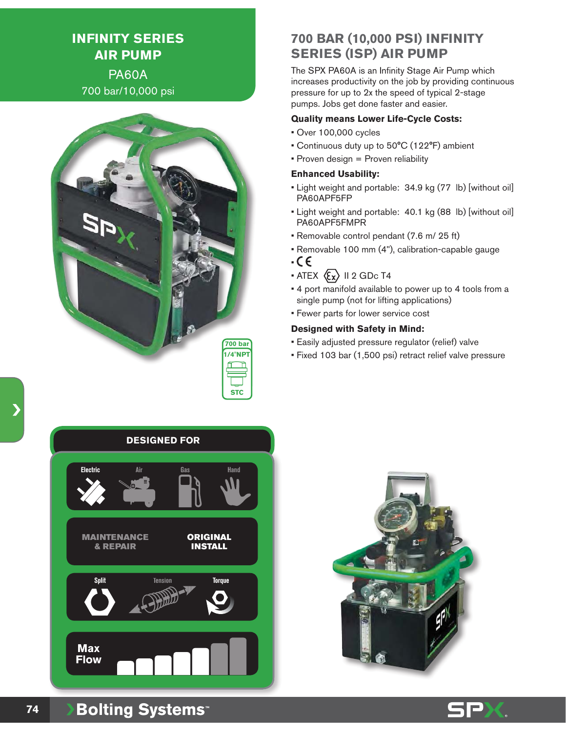# INFINITY SERIES AIR PUMP

PA60A

700 bar/10,000 psi

700 bar
1/4"NPT
STC

## 700 BAR (10,000 PSI) INFINITY SERIES (ISP) AIR PUMP

The SPX PA60A is an Infinity Stage Air Pump which increases productivity on the job by providing continuous pressure for up to 2x the speed of typical 2-stage pumps. Jobs get done faster and easier.

**Quality means Lower Life-Cycle Costs:**

- Over 100,000 cycles
- Continuous duty up to 50°C (122°F) ambient
- Proven design = Proven reliability

**Enhanced Usability:**

- Light weight and portable: 34.9 kg (77 lb) [without oil] PA60APF5FP
- Light weight and portable: 40.1 kg (88 lb) [without oil] PA60APF5FMPR
- Removable control pendant (7.6 m/ 25 ft)
- Removable 100 mm (4"), calibration-capable gauge
- CE
- ATEX Ex II 2 GDc T4
- 4 port manifold available to power up to 4 tools from a single pump (not for lifting applications)
- Fewer parts for lower service cost

**Designed with Safety in Mind:**

- Easily adjusted pressure regulator (relief) valve
- Fixed 103 bar (1,500 psi) retract relief valve pressure

### DESIGNED FOR

Electric | Air | Gas | Hand

MAINTENANCE & REPAIR | ORIGINAL INSTALL

Split | Tension | Torque

Max Flow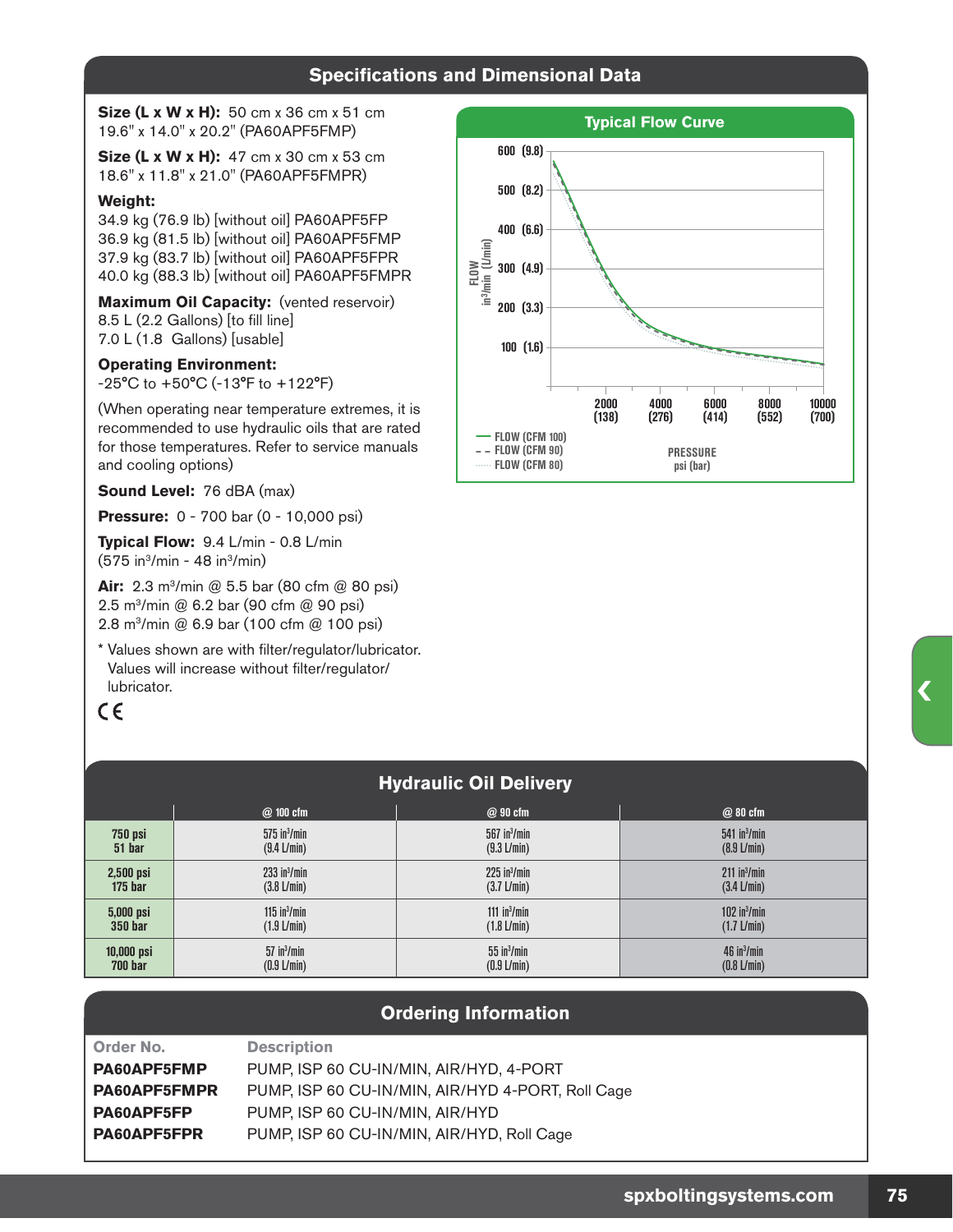## Specifications and Dimensional Data

**Size (L x W x H):** 50 cm x 36 cm x 51 cm
19.6" x 14.0" x 20.2" (PA60APF5FMP)

**Size (L x W x H):** 47 cm x 30 cm x 53 cm
18.6" x 11.8" x 21.0" (PA60APF5FMPR)

**Weight:**
34.9 kg (76.9 lb) [without oil] PA60APF5FP
36.9 kg (81.5 lb) [without oil] PA60APF5FMP
37.9 kg (83.7 lb) [without oil] PA60APF5FPR
40.0 kg (88.3 lb) [without oil] PA60APF5FMPR

**Maximum Oil Capacity:** (vented reservoir)
8.5 L (2.2 Gallons) [to fill line]
7.0 L (1.8 Gallons) [usable]

**Operating Environment:**
-25°C to +50°C (-13°F to +122°F)

(When operating near temperature extremes, it is recommended to use hydraulic oils that are rated for those temperatures. Refer to service manuals and cooling options)

**Sound Level:** 76 dBA (max)

**Pressure:** 0 - 700 bar (0 - 10,000 psi)

**Typical Flow:** 9.4 L/min - 0.8 L/min
(575 in³/min - 48 in³/min)

**Air:** 2.3 m³/min @ 5.5 bar (80 cfm @ 80 psi)
2.5 m³/min @ 6.2 bar (90 cfm @ 90 psi)
2.8 m³/min @ 6.9 bar (100 cfm @ 100 psi)

* Values shown are with filter/regulator/lubricator. Values will increase without filter/regulator/lubricator.

CE

### Typical Flow Curve

FLOW in³/min (L/min)

600 (9.8)
500 (8.2)
400 (6.6)
300 (4.9)
200 (3.3)
100 (1.6)

2000 (138)
4000 (276)
6000 (414)
8000 (552)
10000 (700)

PRESSURE psi (bar)

— FLOW (CFM 100)
– – FLOW (CFM 90)
······ FLOW (CFM 80)

## Hydraulic Oil Delivery

| | @ 100 cfm | @ 90 cfm | @ 80 cfm |
|---|---|---|---|
| 750 psi 51 bar | 575 in³/min (9.4 L/min) | 567 in³/min (9.3 L/min) | 541 in³/min (8.9 L/min) |
| 2,500 psi 175 bar | 233 in³/min (3.8 L/min) | 225 in³/min (3.7 L/min) | 211 in³/min (3.4 L/min) |
| 5,000 psi 350 bar | 115 in³/min (1.9 L/min) | 111 in³/min (1.8 L/min) | 102 in³/min (1.7 L/min) |
| 10,000 psi 700 bar | 57 in³/min (0.9 L/min) | 55 in³/min (0.9 L/min) | 46 in³/min (0.8 L/min) |

## Ordering Information

| Order No. | Description |
|---|---|
| **PA60APF5FMP** | PUMP, ISP 60 CU-IN/MIN, AIR/HYD, 4-PORT |
| **PA60APF5FMPR** | PUMP, ISP 60 CU-IN/MIN, AIR/HYD 4-PORT, Roll Cage |
| **PA60APF5FP** | PUMP, ISP 60 CU-IN/MIN, AIR/HYD |
| **PA60APF5FPR** | PUMP, ISP 60 CU-IN/MIN, AIR/HYD, Roll Cage |

spxboltingsystems.com